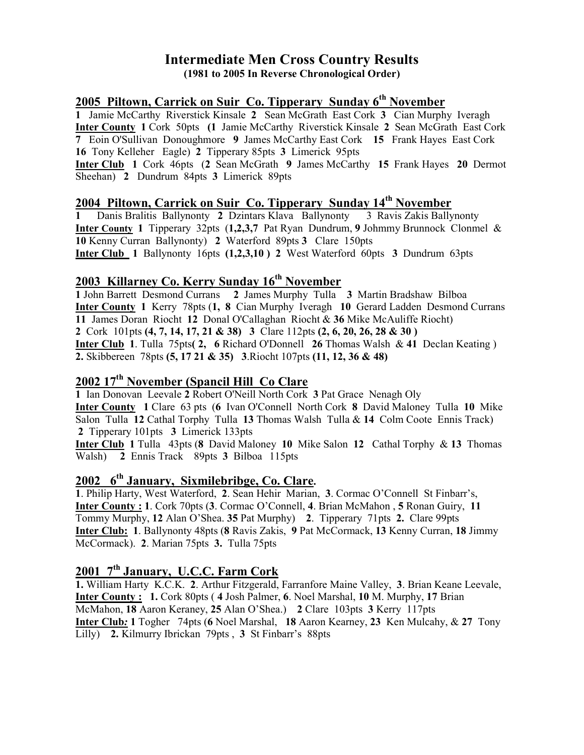# Intermediate Men Cross Country Results

**(1981 to 2005 In Reverse Chronological Order)**

## 2005 Piltown, Carrick on Suir Co. Tipperary Sunday 6th November

**1** Jamie McCarthy Riverstick Kinsale **2** Sean McGrath East Cork **3** Cian Murphy Iveragh
**Inter County** **1** Cork 50pts **(1** Jamie McCarthy Riverstick Kinsale **2** Sean McGrath East Cork **7** Eoin O'Sullivan Donoughmore **9** James McCarthy East Cork **15** Frank Hayes East Cork **16** Tony Kelleher Eagle) **2** Tipperary 85pts **3** Limerick 95pts
**Inter Club** **1** Cork 46pts (**2** Sean McGrath **9** James McCarthy **15** Frank Hayes **20** Dermot Sheehan) **2** Dundrum 84pts **3** Limerick 89pts

## 2004 Piltown, Carrick on Suir Co. Tipperary Sunday 14th November

**1** Danis Bralitis Ballynonty **2** Dzintars Klava Ballynonty 3 Ravis Zakis Ballynonty
**Inter County** **1** Tipperary 32pts (**1,2,3,7** Pat Ryan Dundrum, **9** Johmmy Brunnock Clonmel & **10** Kenny Curran Ballynonty) **2** Waterford 89pts **3** Clare 150pts
**Inter Club** **1** Ballynonty 16pts **(1,2,3,10 )** **2** West Waterford 60pts **3** Dundrum 63pts

## 2003 Killarney Co. Kerry Sunday 16th November

**1** John Barrett Desmond Currans **2** James Murphy Tulla **3** Martin Bradshaw Bilboa
**Inter County** **1** Kerry 78pts (**1, 8** Cian Murphy Iveragh **10** Gerard Ladden Desmond Currans **11** James Doran Riocht **12** Donal O'Callaghan Riocht & **36** Mike McAuliffe Riocht)
**2** Cork 101pts **(4, 7, 14, 17, 21 & 38)** **3** Clare 112pts **(2, 6, 20, 26, 28 & 30 )**
**Inter Club** **1**. Tulla 75pts**( 2, 6** Richard O'Donnell **26** Thomas Walsh & **41** Declan Keating )
**2.** Skibbereen 78pts **(5, 17 21 & 35)** **3**.Riocht 107pts **(11, 12, 36 & 48)**

## 2002 17th November (Spancil Hill Co Clare

**1** Ian Donovan Leevale **2** Robert O'Neill North Cork **3** Pat Grace Nenagh Oly
**Inter County** **1** Clare 63 pts (**6** Ivan O'Connell North Cork **8** David Maloney Tulla **10** Mike Salon Tulla **12** Cathal Torphy Tulla **13** Thomas Walsh Tulla & **14** Colm Coote Ennis Track)
**2** Tipperary 101pts **3** Limerick 133pts
**Inter Club** **1** Tulla 43pts (**8** David Maloney **10** Mike Salon **12** Cathal Torphy & **13** Thomas Walsh) **2** Ennis Track 89pts **3** Bilboa 115pts

## 2002 6th January, Sixmilebribge, Co. Clare.

**1**. Philip Harty, West Waterford, **2**. Sean Hehir Marian, **3**. Cormac O'Connell St Finbarr's,
**Inter County :** **1**. Cork 70pts (**3**. Cormac O'Connell, **4**. Brian McMahon , **5** Ronan Guiry, **11** Tommy Murphy, **12** Alan O'Shea. **35** Pat Murphy) **2**. Tipperary 71pts **2.** Clare 99pts
**Inter Club:** **1**. Ballynonty 48pts (**8** Ravis Zakis, **9** Pat McCormack, **13** Kenny Curran, **18** Jimmy McCormack). **2**. Marian 75pts **3.** Tulla 75pts

## 2001 7th January, U.C.C. Farm Cork

**1.** William Harty K.C.K. **2**. Arthur Fitzgerald, Farranfore Maine Valley, **3**. Brian Keane Leevale,
**Inter County :** **1.** Cork 80pts ( **4** Josh Palmer, **6**. Noel Marshal, **10** M. Murphy, **17** Brian McMahon, **18** Aaron Keraney, **25** Alan O'Shea.) **2** Clare 103pts **3** Kerry 117pts
**Inter Club***:* **1** Togher 74pts (**6** Noel Marshal, **18** Aaron Kearney, **23** Ken Mulcahy, & **27** Tony Lilly) **2.** Kilmurry Ibrickan 79pts , **3** St Finbarr's 88pts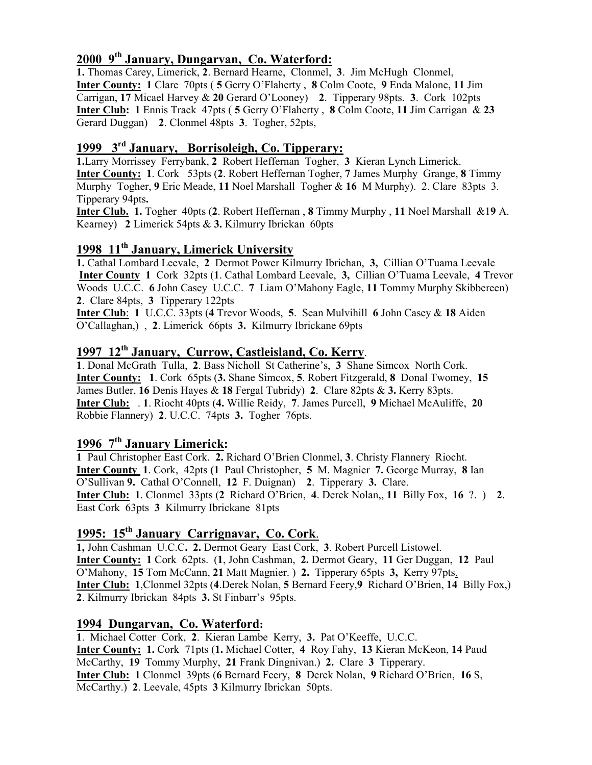## 2000 9th January, Dungarvan, Co. Waterford:

**1.** Thomas Carey, Limerick, **2**. Bernard Hearne, Clonmel, **3**. Jim McHugh Clonmel,
**Inter County:** **1** Clare 70pts ( **5** Gerry O'Flaherty , **8** Colm Coote, **9** Enda Malone, **11** Jim Carrigan, **17** Micael Harvey & **20** Gerard O'Looney) **2**. Tipperary 98pts. **3**. Cork 102pts
**Inter Club:** **1** Ennis Track 47pts ( **5** Gerry O'Flaherty , **8** Colm Coote, **11** Jim Carrigan & **23** Gerard Duggan) **2**. Clonmel 48pts **3**. Togher, 52pts,

## 1999 3rd January, Borrisoleigh, Co. Tipperary:

**1.**Larry Morrissey Ferrybank, **2** Robert Heffernan Togher, **3** Kieran Lynch Limerick.
**Inter County:** **1**. Cork 53pts (**2**. Robert Heffernan Togher, **7** James Murphy Grange, **8** Timmy Murphy Togher, **9** Eric Meade, **11** Noel Marshall Togher & **16** M Murphy). 2. Clare 83pts 3. Tipperary 94pts**.**
**Inter Club.** **1.** Togher 40pts (**2**. Robert Heffernan , **8** Timmy Murphy , **11** Noel Marshall &1**9** A. Kearney) **2** Limerick 54pts & **3.** Kilmurry Ibrickan 60pts

## 1998 11th January, Limerick University

**1.** Cathal Lombard Leevale, **2** Dermot Power Kilmurry Ibrichan, **3,** Cillian O'Tuama Leevale
**Inter County** **1** Cork 32pts (**1**. Cathal Lombard Leevale, **3,** Cillian O'Tuama Leevale, **4** Trevor Woods U.C.C. **6** John Casey U.C.C. **7** Liam O'Mahony Eagle, **11** Tommy Murphy Skibbereen) **2**. Clare 84pts, **3** Tipperary 122pts
**Inter Club**: **1** U.C.C. 33pts (**4** Trevor Woods, **5**. Sean Mulvihill **6** John Casey & **18** Aiden O'Callaghan,) , **2**. Limerick 66pts **3.** Kilmurry Ibrickane 69pts

## 1997 12th January, Currow, Castleisland, Co. Kerry.

**1**. Donal McGrath Tulla, **2**. Bass Nicholl St Catherine's, **3** Shane Simcox North Cork.
**Inter County:** **1**. Cork 65pts (**3.** Shane Simcox, **5**. Robert Fitzgerald, **8** Donal Twomey, **15** James Butler, **16** Denis Hayes & **18** Fergal Tubridy) **2**. Clare 82pts & **3.** Kerry 83pts.
**Inter Club:** . **1**. Riocht 40pts (**4.** Willie Reidy, **7**. James Purcell, **9** Michael McAuliffe, **20** Robbie Flannery) **2**. U.C.C. 74pts **3.** Togher 76pts.

## 1996 7th January Limerick:

**1** Paul Christopher East Cork. **2.** Richard O'Brien Clonmel, **3**. Christy Flannery Riocht.
**Inter County** **1**. Cork, 42pts **(1** Paul Christopher, **5** M. Magnier **7.** George Murray, **8** Ian O'Sullivan **9.** Cathal O'Connell, **12** F. Duignan) **2**. Tipperary **3.** Clare.
**Inter Club:** **1**. Clonmel 33pts (**2** Richard O'Brien, **4**. Derek Nolan,, **11** Billy Fox, **16** ?. ) **2**. East Cork 63pts **3** Kilmurry Ibrickane 81pts

## 1995: 15th January Carrignavar, Co. Cork.

**1,** John Cashman U.C.C**. 2.** Dermot Geary East Cork, **3**. Robert Purcell Listowel.
**Inter County:** **1** Cork 62pts. (**1**, John Cashman, **2.** Dermot Geary, **11** Ger Duggan, **12** Paul O'Mahony, **15** Tom McCann, **21** Matt Magnier. ) **2.** Tipperary 65pts **3,** Kerry 97pts.
**Inter Club:** **1**,Clonmel 32pts (**4**.Derek Nolan, **5** Bernard Feery,**9** Richard O'Brien, **14** Billy Fox,) **2**. Kilmurry Ibrickan 84pts **3.** St Finbarr's 95pts.

## 1994 Dungarvan, Co. Waterford:

**1**. Michael Cotter Cork, **2**. Kieran Lambe Kerry, **3.** Pat O'Keeffe, U.C.C.
**Inter County:** **1.** Cork 71pts (**1.** Michael Cotter, **4** Roy Fahy, **13** Kieran McKeon, **14** Paud McCarthy, **19** Tommy Murphy, **21** Frank Dingnivan.) **2.** Clare **3** Tipperary.
**Inter Club:** **1** Clonmel 39pts (**6** Bernard Feery, **8** Derek Nolan, **9** Richard O'Brien, **16** S, McCarthy.) **2**. Leevale, 45pts **3** Kilmurry Ibrickan 50pts.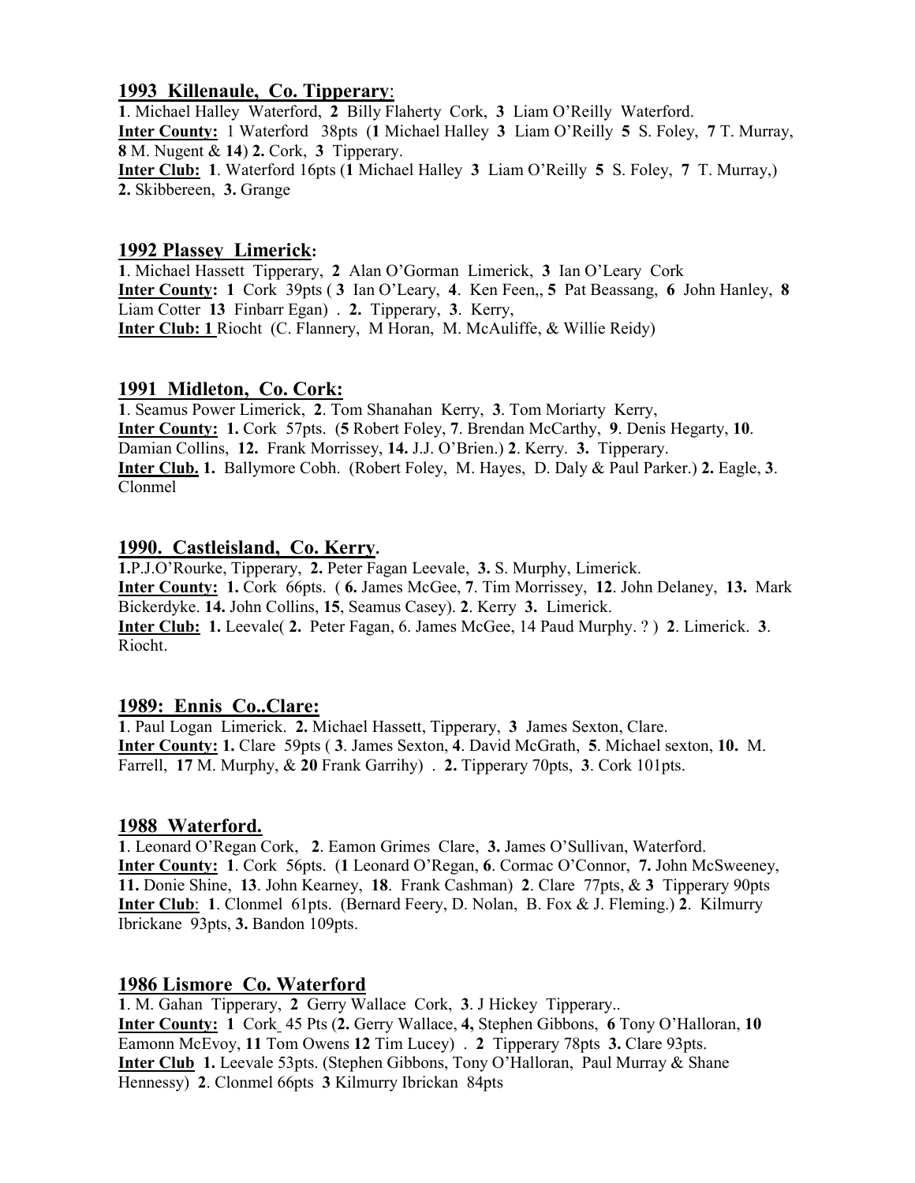## 1993 Killenaule, Co. Tipperary:

**1**. Michael Halley Waterford, **2** Billy Flaherty Cork, **3** Liam O'Reilly Waterford.
**Inter County:** 1 Waterford 38pts (**1** Michael Halley **3** Liam O'Reilly **5** S. Foley, **7** T. Murray, **8** M. Nugent & **14**) **2.** Cork, **3** Tipperary.
**Inter Club:** **1**. Waterford 16pts (**1** Michael Halley **3** Liam O'Reilly **5** S. Foley, **7** T. Murray,) **2.** Skibbereen, **3.** Grange

## 1992 Plassey Limerick:

**1**. Michael Hassett Tipperary, **2** Alan O'Gorman Limerick, **3** Ian O'Leary Cork
**Inter County: 1** Cork 39pts ( **3** Ian O'Leary, **4**. Ken Feen,, **5** Pat Beassang, **6** John Hanley, **8** Liam Cotter **13** Finbarr Egan) . **2.** Tipperary, **3**. Kerry,
**Inter Club: 1** Riocht (C. Flannery, M Horan, M. McAuliffe, & Willie Reidy)

## 1991 Midleton, Co. Cork:

**1**. Seamus Power Limerick, **2**. Tom Shanahan Kerry, **3**. Tom Moriarty Kerry,
**Inter County: 1.** Cork 57pts. (**5** Robert Foley, **7**. Brendan McCarthy, **9**. Denis Hegarty, **10**. Damian Collins, **12.** Frank Morrissey, **14.** J.J. O'Brien.) **2**. Kerry. **3.** Tipperary.
**Inter Club. 1.** Ballymore Cobh. (Robert Foley, M. Hayes, D. Daly & Paul Parker.) **2.** Eagle, **3**. Clonmel

## 1990. Castleisland, Co. Kerry.

**1.**P.J.O'Rourke, Tipperary, **2.** Peter Fagan Leevale, **3.** S. Murphy, Limerick.
**Inter County: 1.** Cork 66pts. ( **6.** James McGee, **7**. Tim Morrissey, **12**. John Delaney, **13.** Mark Bickerdyke. **14.** John Collins, **15**, Seamus Casey). **2**. Kerry **3.** Limerick.
**Inter Club: 1.** Leevale( **2.** Peter Fagan, 6. James McGee, 14 Paud Murphy. ? ) **2**. Limerick. **3**. Riocht.

## 1989: Ennis Co..Clare:

**1**. Paul Logan Limerick. **2.** Michael Hassett, Tipperary, **3** James Sexton, Clare.
**Inter County: 1.** Clare 59pts ( **3**. James Sexton, **4**. David McGrath, **5**. Michael sexton, **10.** M. Farrell, **17** M. Murphy, & **20** Frank Garrihy) . **2.** Tipperary 70pts, **3**. Cork 101pts.

## 1988 Waterford.

**1**. Leonard O'Regan Cork, **2**. Eamon Grimes Clare, **3.** James O'Sullivan, Waterford.
**Inter County: 1**. Cork 56pts. (**1** Leonard O'Regan, **6**. Cormac O'Connor, **7.** John McSweeney, **11.** Donie Shine, **13**. John Kearney, **18**. Frank Cashman) **2**. Clare 77pts, & **3** Tipperary 90pts
**Inter Club**: **1**. Clonmel 61pts. (Bernard Feery, D. Nolan, B. Fox & J. Fleming.) **2**. Kilmurry Ibrickane 93pts, **3.** Bandon 109pts.

## 1986 Lismore Co. Waterford

**1**. M. Gahan Tipperary, **2** Gerry Wallace Cork, **3**. J Hickey Tipperary..
**Inter County: 1** Cork 45 Pts (**2.** Gerry Wallace, **4,** Stephen Gibbons, **6** Tony O'Halloran, **10** Eamonn McEvoy, **11** Tom Owens **12** Tim Lucey) . **2** Tipperary 78pts **3.** Clare 93pts.
**Inter Club 1.** Leevale 53pts. (Stephen Gibbons, Tony O'Halloran, Paul Murray & Shane Hennessy) **2**. Clonmel 66pts **3** Kilmurry Ibrickan 84pts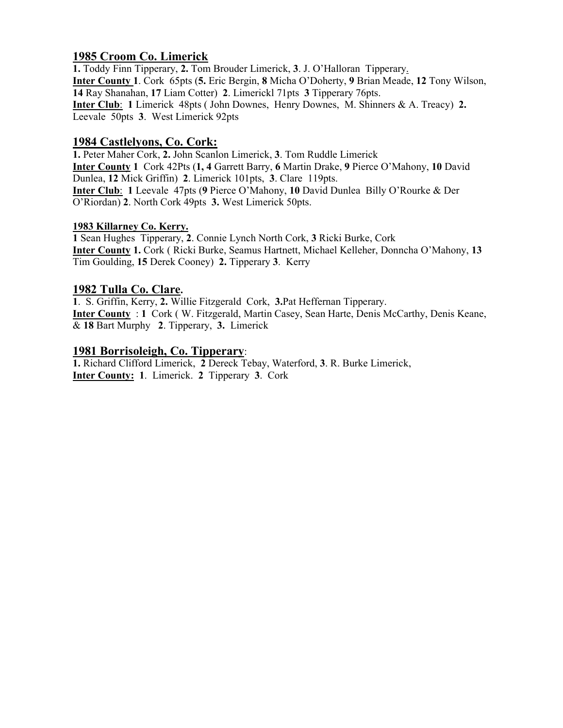## 1985 Croom Co. Limerick

**1.** Toddy Finn Tipperary, **2.** Tom Brouder Limerick, **3**. J. O'Halloran Tipperary.
**Inter County 1**. Cork 65pts (**5.** Eric Bergin, **8** Micha O'Doherty, **9** Brian Meade, **12** Tony Wilson, **14** Ray Shanahan, **17** Liam Cotter) **2**. Limerickl 71pts **3** Tipperary 76pts.
**Inter Club**: **1** Limerick 48pts ( John Downes, Henry Downes, M. Shinners & A. Treacy) **2.** Leevale 50pts **3**. West Limerick 92pts

## 1984 Castlelyons, Co. Cork:

**1.** Peter Maher Cork, **2.** John Scanlon Limerick, **3**. Tom Ruddle Limerick
**Inter County 1** Cork 42Pts (**1, 4** Garrett Barry, **6** Martin Drake, **9** Pierce O'Mahony, **10** David Dunlea, **12** Mick Griffin) **2**. Limerick 101pts, **3**. Clare 119pts.
**Inter Club**: **1** Leevale 47pts (**9** Pierce O'Mahony, **10** David Dunlea Billy O'Rourke & Der O'Riordan) **2**. North Cork 49pts **3.** West Limerick 50pts.

### 1983 Killarney Co. Kerry.

**1** Sean Hughes Tipperary, **2**. Connie Lynch North Cork, **3** Ricki Burke, Cork
**Inter County 1.** Cork ( Ricki Burke, Seamus Hartnett, Michael Kelleher, Donncha O'Mahony, **13** Tim Goulding, **15** Derek Cooney) **2.** Tipperary **3**. Kerry

## 1982 Tulla Co. Clare.

**1**. S. Griffin, Kerry, **2.** Willie Fitzgerald Cork, **3.**Pat Heffernan Tipperary.
**Inter County** : **1** Cork ( W. Fitzgerald, Martin Casey, Sean Harte, Denis McCarthy, Denis Keane, & **18** Bart Murphy **2**. Tipperary, **3.** Limerick

## 1981 Borrisoleigh, Co. Tipperary:

**1.** Richard Clifford Limerick, **2** Dereck Tebay, Waterford, **3**. R. Burke Limerick,
**Inter County:** **1**. Limerick. **2** Tipperary **3**. Cork